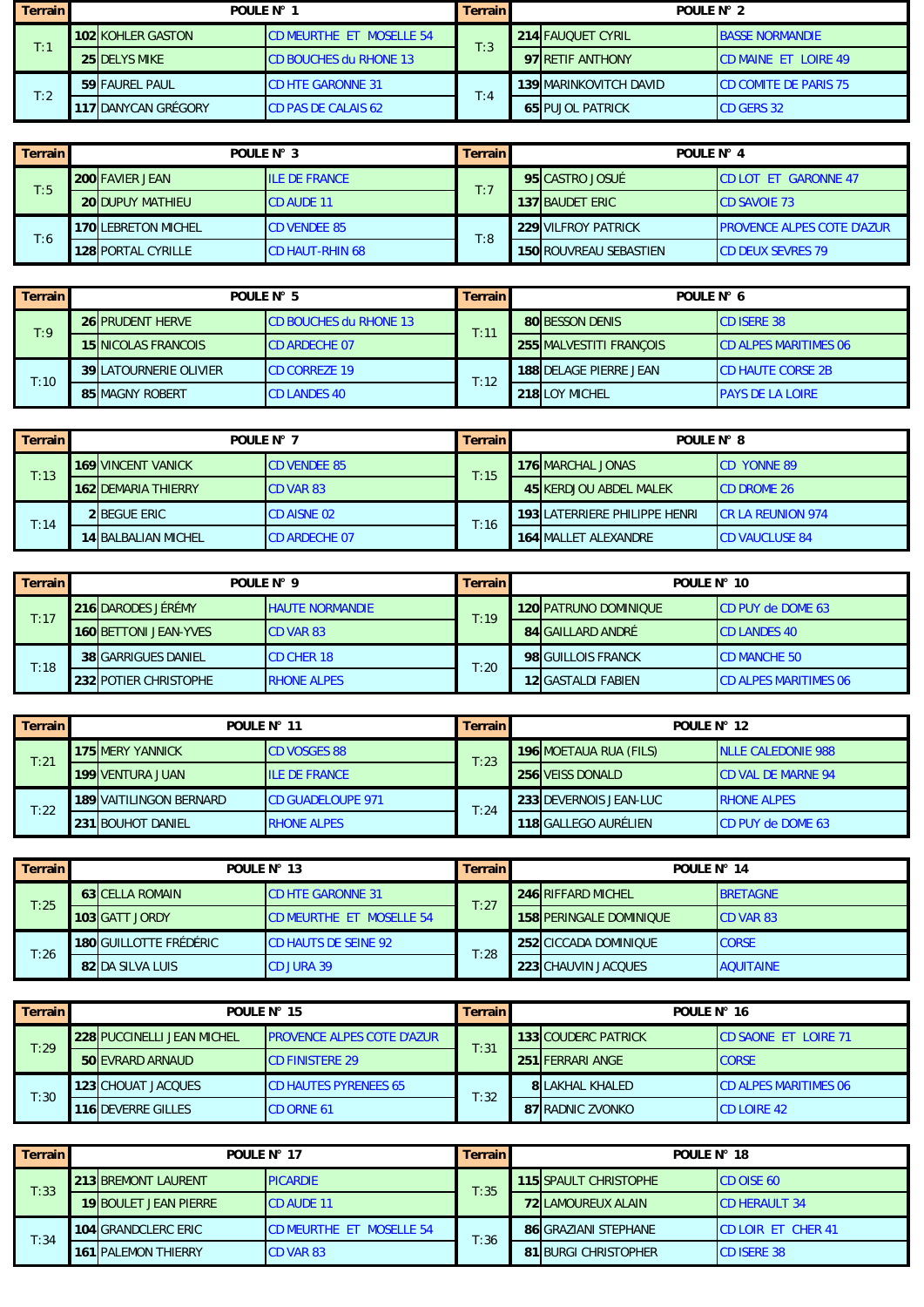| Terrain | POULE N° 1 | | | Terrain | POULE N° 2 | | |
|---|---|---|---|---|---|---|---|
| T:1 | 102 | KOHLER GASTON | CD MEURTHE ET MOSELLE 54 | T:3 | 214 | FAUQUET CYRIL | BASSE NORMANDIE |
| | 25 | DELYS MIKE | CD BOUCHES du RHONE 13 | | 97 | RETIF ANTHONY | CD MAINE ET LOIRE 49 |
| T:2 | 59 | FAUREL PAUL | CD HTE GARONNE 31 | T:4 | 139 | MARINKOVITCH DAVID | CD COMITE DE PARIS 75 |
| | 117 | DANYCAN GRÉGORY | CD PAS DE CALAIS 62 | | 65 | PUJOL PATRICK | CD GERS 32 |

| Terrain | POULE N° 3 | | | Terrain | POULE N° 4 | | |
|---|---|---|---|---|---|---|---|
| T:5 | 200 | FAVIER JEAN | ILE DE FRANCE | T:7 | 95 | CASTRO JOSUÉ | CD LOT ET GARONNE 47 |
| | 20 | DUPUY MATHIEU | CD AUDE 11 | | 137 | BAUDET ERIC | CD SAVOIE 73 |
| T:6 | 170 | LEBRETON MICHEL | CD VENDEE 85 | T:8 | 229 | VILFROY PATRICK | PROVENCE ALPES COTE D'AZUR |
| | 128 | PORTAL CYRILLE | CD HAUT-RHIN 68 | | 150 | ROUVREAU SEBASTIEN | CD DEUX SEVRES 79 |

| Terrain | POULE N° 5 | | | Terrain | POULE N° 6 | | |
|---|---|---|---|---|---|---|---|
| T:9 | 26 | PRUDENT HERVE | CD BOUCHES du RHONE 13 | T:11 | 80 | BESSON DENIS | CD ISERE 38 |
| | 15 | NICOLAS FRANCOIS | CD ARDECHE 07 | | 255 | MALVESTITI FRANÇOIS | CD ALPES MARITIMES 06 |
| T:10 | 39 | LATOURNERIE OLIVIER | CD CORREZE 19 | T:12 | 188 | DELAGE PIERRE JEAN | CD HAUTE CORSE 2B |
| | 85 | MAGNY ROBERT | CD LANDES 40 | | 218 | LOY MICHEL | PAYS DE LA LOIRE |

| Terrain | POULE N° 7 | | | Terrain | POULE N° 8 | | |
|---|---|---|---|---|---|---|---|
| T:13 | 169 | VINCENT VANICK | CD VENDEE 85 | T:15 | 176 | MARCHAL JONAS | CD YONNE 89 |
| | 162 | DEMARIA THIERRY | CD VAR 83 | | 45 | KERDJOU ABDEL MALEK | CD DROME 26 |
| T:14 | 2 | BEGUE ERIC | CD AISNE 02 | T:16 | 193 | LATERRIERE PHILIPPE HENRI | CR LA REUNION 974 |
| | 14 | BALBALIAN MICHEL | CD ARDECHE 07 | | 164 | MALLET ALEXANDRE | CD VAUCLUSE 84 |

| Terrain | POULE N° 9 | | | Terrain | POULE N° 10 | | |
|---|---|---|---|---|---|---|---|
| T:17 | 216 | DARODES JÉRÉMY | HAUTE NORMANDIE | T:19 | 120 | PATRUNO DOMINIQUE | CD PUY de DOME 63 |
| | 160 | BETTONI JEAN-YVES | CD VAR 83 | | 84 | GAILLARD ANDRÉ | CD LANDES 40 |
| T:18 | 38 | GARRIGUES DANIEL | CD CHER 18 | T:20 | 98 | GUILLOIS FRANCK | CD MANCHE 50 |
| | 232 | POTIER CHRISTOPHE | RHONE ALPES | | 12 | GASTALDI FABIEN | CD ALPES MARITIMES 06 |

| Terrain | POULE N° 11 | | | Terrain | POULE N° 12 | | |
|---|---|---|---|---|---|---|---|
| T:21 | 175 | MERY YANNICK | CD VOSGES 88 | T:23 | 196 | MOETAUA RUA (FILS) | NLLE CALEDONIE 988 |
| | 199 | VENTURA JUAN | ILE DE FRANCE | | 256 | VEISS DONALD | CD VAL DE MARNE 94 |
| T:22 | 189 | VAITILINGON BERNARD | CD GUADELOUPE 971 | T:24 | 233 | DEVERNOIS JEAN-LUC | RHONE ALPES |
| | 231 | BOUHOT DANIEL | RHONE ALPES | | 118 | GALLEGO AURÉLIEN | CD PUY de DOME 63 |

| Terrain | POULE N° 13 | | | Terrain | POULE N° 14 | | |
|---|---|---|---|---|---|---|---|
| T:25 | 63 | CELLA ROMAIN | CD HTE GARONNE 31 | T:27 | 246 | RIFFARD MICHEL | BRETAGNE |
| | 103 | GATT JORDY | CD MEURTHE ET MOSELLE 54 | | 158 | PERINGALE DOMINIQUE | CD VAR 83 |
| T:26 | 180 | GUILLOTTE FRÉDÉRIC | CD HAUTS DE SEINE 92 | T:28 | 252 | CICCADA DOMINIQUE | CORSE |
| | 82 | DA SILVA LUIS | CD JURA 39 | | 223 | CHAUVIN JACQUES | AQUITAINE |

| Terrain | POULE N° 15 | | | Terrain | POULE N° 16 | | |
|---|---|---|---|---|---|---|---|
| T:29 | 228 | PUCCINELLI JEAN MICHEL | PROVENCE ALPES COTE D'AZUR | T:31 | 133 | COUDERC PATRICK | CD SAONE ET LOIRE 71 |
| | 50 | EVRARD ARNAUD | CD FINISTERE 29 | | 251 | FERRARI ANGE | CORSE |
| T:30 | 123 | CHOUAT JACQUES | CD HAUTES PYRENEES 65 | T:32 | 8 | LAKHAL KHALED | CD ALPES MARITIMES 06 |
| | 116 | DEVERRE GILLES | CD ORNE 61 | | 87 | RADNIC ZVONKO | CD LOIRE 42 |

| Terrain | POULE N° 17 | | | Terrain | POULE N° 18 | | |
|---|---|---|---|---|---|---|---|
| T:33 | 213 | BREMONT LAURENT | PICARDIE | T:35 | 115 | SPAULT CHRISTOPHE | CD OISE 60 |
| | 19 | BOULET JEAN PIERRE | CD AUDE 11 | | 72 | LAMOUREUX ALAIN | CD HERAULT 34 |
| T:34 | 104 | GRANDCLERC ERIC | CD MEURTHE ET MOSELLE 54 | T:36 | 86 | GRAZIANI STEPHANE | CD LOIR ET CHER 41 |
| | 161 | PALEMON THIERRY | CD VAR 83 | | 81 | BURGI CHRISTOPHER | CD ISERE 38 |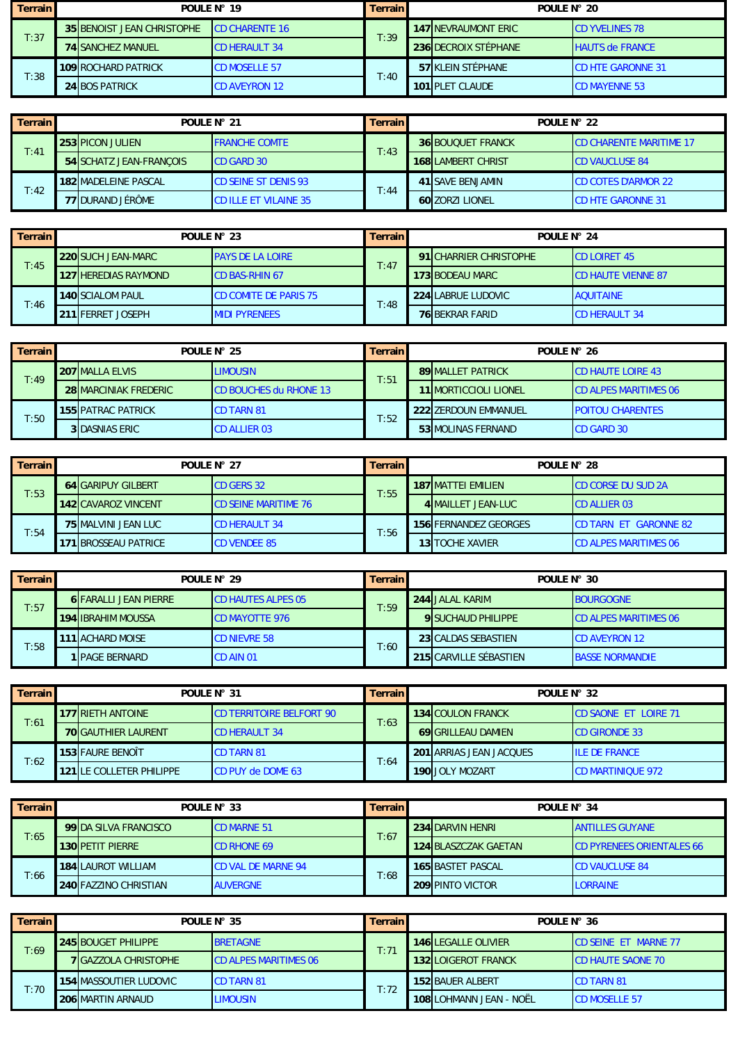| Terrain | POULE N° 19 | | | Terrain | POULE N° 20 | | |
|---|---|---|---|---|---|---|---|
| T:37 | 35 | BENOIST JEAN CHRISTOPHE | CD CHARENTE 16 | T:39 | 147 | NEVRAUMONT ERIC | CD YVELINES 78 |
| | 74 | SANCHEZ MANUEL | CD HERAULT 34 | | 236 | DECROIX STÉPHANE | HAUTS de FRANCE |
| T:38 | 109 | ROCHARD PATRICK | CD MOSELLE 57 | T:40 | 57 | KLEIN STÉPHANE | CD HTE GARONNE 31 |
| | 24 | BOS PATRICK | CD AVEYRON 12 | | 101 | PLET CLAUDE | CD MAYENNE 53 |

| Terrain | POULE N° 21 | | | Terrain | POULE N° 22 | | |
|---|---|---|---|---|---|---|---|
| T:41 | 253 | PICON JULIEN | FRANCHE COMTE | T:43 | 36 | BOUQUET FRANCK | CD CHARENTE MARITIME 17 |
| | 54 | SCHATZ JEAN-FRANÇOIS | CD GARD 30 | | 168 | LAMBERT CHRIST | CD VAUCLUSE 84 |
| T:42 | 182 | MADELEINE PASCAL | CD SEINE ST DENIS 93 | T:44 | 41 | SAVE BENJAMIN | CD COTES D'ARMOR 22 |
| | 77 | DURAND JÉRÔME | CD ILLE ET VILAINE 35 | | 60 | ZORZI LIONEL | CD HTE GARONNE 31 |

| Terrain | POULE N° 23 | | | Terrain | POULE N° 24 | | |
|---|---|---|---|---|---|---|---|
| T:45 | 220 | SUCH JEAN-MARC | PAYS DE LA LOIRE | T:47 | 91 | CHARRIER CHRISTOPHE | CD LOIRET 45 |
| | 127 | HEREDIAS RAYMOND | CD BAS-RHIN 67 | | 173 | BODEAU MARC | CD HAUTE VIENNE 87 |
| T:46 | 140 | SCIALOM PAUL | CD COMITE DE PARIS 75 | T:48 | 224 | LABRUE LUDOVIC | AQUITAINE |
| | 211 | FERRET JOSEPH | MIDI PYRENEES | | 76 | BEKRAR FARID | CD HERAULT 34 |

| Terrain | POULE N° 25 | | | Terrain | POULE N° 26 | | |
|---|---|---|---|---|---|---|---|
| T:49 | 207 | MALLA ELVIS | LIMOUSIN | T:51 | 89 | MALLET PATRICK | CD HAUTE LOIRE 43 |
| | 28 | MARCINIAK FREDERIC | CD BOUCHES du RHONE 13 | | 11 | MORTICCIOLI LIONEL | CD ALPES MARITIMES 06 |
| T:50 | 155 | PATRAC PATRICK | CD TARN 81 | T:52 | 222 | ZERDOUN EMMANUEL | POITOU CHARENTES |
| | 3 | DASNIAS ERIC | CD ALLIER 03 | | 53 | MOLINAS FERNAND | CD GARD 30 |

| Terrain | POULE N° 27 | | | Terrain | POULE N° 28 | | |
|---|---|---|---|---|---|---|---|
| T:53 | 64 | GARIPUY GILBERT | CD GERS 32 | T:55 | 187 | MATTEI EMILIEN | CD CORSE DU SUD 2A |
| | 142 | CAVAROZ VINCENT | CD SEINE MARITIME 76 | | 4 | MAILLET JEAN-LUC | CD ALLIER 03 |
| T:54 | 75 | MALVINI JEAN LUC | CD HERAULT 34 | T:56 | 156 | FERNANDEZ GEORGES | CD TARN ET GARONNE 82 |
| | 171 | BROSSEAU PATRICE | CD VENDEE 85 | | 13 | TOCHE XAVIER | CD ALPES MARITIMES 06 |

| Terrain | POULE N° 29 | | | Terrain | POULE N° 30 | | |
|---|---|---|---|---|---|---|---|
| T:57 | 6 | FARALLI JEAN PIERRE | CD HAUTES ALPES 05 | T:59 | 244 | JALAL KARIM | BOURGOGNE |
| | 194 | IBRAHIM MOUSSA | CD MAYOTTE 976 | | 9 | SUCHAUD PHILIPPE | CD ALPES MARITIMES 06 |
| T:58 | 111 | ACHARD MOISE | CD NIEVRE 58 | T:60 | 23 | CALDAS SEBASTIEN | CD AVEYRON 12 |
| | 1 | PAGE BERNARD | CD AIN 01 | | 215 | CARVILLE SÉBASTIEN | BASSE NORMANDIE |

| Terrain | POULE N° 31 | | | Terrain | POULE N° 32 | | |
|---|---|---|---|---|---|---|---|
| T:61 | 177 | RIETH ANTOINE | CD TERRITOIRE BELFORT 90 | T:63 | 134 | COULON FRANCK | CD SAONE ET LOIRE 71 |
| | 70 | GAUTHIER LAURENT | CD HERAULT 34 | | 69 | GRILLEAU DAMIEN | CD GIRONDE 33 |
| T:62 | 153 | FAURE BENOÎT | CD TARN 81 | T:64 | 201 | ARRIAS JEAN JACQUES | ILE DE FRANCE |
| | 121 | LE COLLETER PHILIPPE | CD PUY de DOME 63 | | 190 | JOLY MOZART | CD MARTINIQUE 972 |

| Terrain | POULE N° 33 | | | Terrain | POULE N° 34 | | |
|---|---|---|---|---|---|---|---|
| T:65 | 99 | DA SILVA FRANCISCO | CD MARNE 51 | T:67 | 234 | DARVIN HENRI | ANTILLES GUYANE |
| | 130 | PETIT PIERRE | CD RHONE 69 | | 124 | BLASZCZAK GAETAN | CD PYRENEES ORIENTALES 66 |
| T:66 | 184 | LAUROT WILLIAM | CD VAL DE MARNE 94 | T:68 | 165 | BASTET PASCAL | CD VAUCLUSE 84 |
| | 240 | FAZZINO CHRISTIAN | AUVERGNE | | 209 | PINTO VICTOR | LORRAINE |

| Terrain | POULE N° 35 | | | Terrain | POULE N° 36 | | |
|---|---|---|---|---|---|---|---|
| T:69 | 245 | BOUGET PHILIPPE | BRETAGNE | T:71 | 146 | LEGALLE OLIVIER | CD SEINE ET MARNE 77 |
| | 7 | GAZZOLA CHRISTOPHE | CD ALPES MARITIMES 06 | | 132 | LOIGEROT FRANCK | CD HAUTE SAONE 70 |
| T:70 | 154 | MASSOUTIER LUDOVIC | CD TARN 81 | T:72 | 152 | BAUER ALBERT | CD TARN 81 |
| | 206 | MARTIN ARNAUD | LIMOUSIN | | 108 | LOHMANN JEAN - NOËL | CD MOSELLE 57 |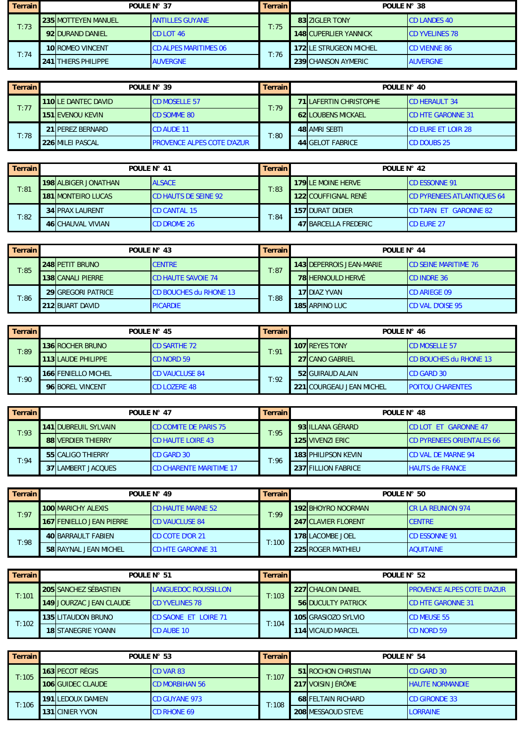| Terrain | POULE N° 37 | | | Terrain | POULE N° 38 | | |
|---|---|---|---|---|---|---|---|
| T:73 | 235 | MOTTEYEN MANUEL | ANTILLES GUYANE | T:75 | 83 | ZIGLER TONY | CD LANDES 40 |
| | 92 | DURAND DANIEL | CD LOT 46 | | 148 | CUPERLIER YANNICK | CD YVELINES 78 |
| T:74 | 10 | ROMEO VINCENT | CD ALPES MARITIMES 06 | T:76 | 172 | LE STRUGEON MICHEL | CD VIENNE 86 |
| | 241 | THIERS PHILIPPE | AUVERGNE | | 239 | CHANSON AYMERIC | AUVERGNE |

| Terrain | POULE N° 39 | | | Terrain | POULE N° 40 | | |
|---|---|---|---|---|---|---|---|
| T:77 | 110 | LE DANTEC DAVID | CD MOSELLE 57 | T:79 | 71 | LAFERTIN CHRISTOPHE | CD HERAULT 34 |
| | 151 | EVENOU KEVIN | CD SOMME 80 | | 62 | LOUBENS MICKAEL | CD HTE GARONNE 31 |
| T:78 | 21 | PEREZ BERNARD | CD AUDE 11 | T:80 | 48 | AMRI SEBTI | CD EURE ET LOIR 28 |
| | 226 | MILEI PASCAL | PROVENCE ALPES COTE D'AZUR | | 44 | GELOT FABRICE | CD DOUBS 25 |

| Terrain | POULE N° 41 | | | Terrain | POULE N° 42 | | |
|---|---|---|---|---|---|---|---|
| T:81 | 198 | ALBIGER JONATHAN | ALSACE | T:83 | 179 | LE MOINE HERVE | CD ESSONNE 91 |
| | 181 | MONTEIRO LUCAS | CD HAUTS DE SEINE 92 | | 122 | COUFFIGNAL RENÉ | CD PYRENEES ATLANTIQUES 64 |
| T:82 | 34 | PRAX LAURENT | CD CANTAL 15 | T:84 | 157 | DURAT DIDIER | CD TARN ET GARONNE 82 |
| | 46 | CHAUVAL VIVIAN | CD DROME 26 | | 47 | BARCELLA FREDERIC | CD EURE 27 |

| Terrain | POULE N° 43 | | | Terrain | POULE N° 44 | | |
|---|---|---|---|---|---|---|---|
| T:85 | 248 | PETIT BRUNO | CENTRE | T:87 | 143 | DEPERROIS JEAN-MARIE | CD SEINE MARITIME 76 |
| | 138 | CANALI PIERRE | CD HAUTE SAVOIE 74 | | 78 | HERNOULD HERVÉ | CD INDRE 36 |
| T:86 | 29 | GREGORI PATRICE | CD BOUCHES du RHONE 13 | T:88 | 17 | DIAZ YVAN | CD ARIEGE 09 |
| | 212 | BUART DAVID | PICARDIE | | 185 | ARPINO LUC | CD VAL D'OISE 95 |

| Terrain | POULE N° 45 | | | Terrain | POULE N° 46 | | |
|---|---|---|---|---|---|---|---|
| T:89 | 136 | ROCHER BRUNO | CD SARTHE 72 | T:91 | 107 | REYES TONY | CD MOSELLE 57 |
| | 113 | LAUDE PHILIPPE | CD NORD 59 | | 27 | CANO GABRIEL | CD BOUCHES du RHONE 13 |
| T:90 | 166 | FENIELLO MICHEL | CD VAUCLUSE 84 | T:92 | 52 | GUIRAUD ALAIN | CD GARD 30 |
| | 96 | BOREL VINCENT | CD LOZERE 48 | | 221 | COURGEAU JEAN MICHEL | POITOU CHARENTES |

| Terrain | POULE N° 47 | | | Terrain | POULE N° 48 | | |
|---|---|---|---|---|---|---|---|
| T:93 | 141 | DUBREUIL SYLVAIN | CD COMITE DE PARIS 75 | T:95 | 93 | ILLANA GÉRARD | CD LOT ET GARONNE 47 |
| | 88 | VERDIER THIERRY | CD HAUTE LOIRE 43 | | 125 | VIVENZI ERIC | CD PYRENEES ORIENTALES 66 |
| T:94 | 55 | CALIGO THIERRY | CD GARD 30 | T:96 | 183 | PHILIPSON KEVIN | CD VAL DE MARNE 94 |
| | 37 | LAMBERT JACQUES | CD CHARENTE MARITIME 17 | | 237 | FILLION FABRICE | HAUTS de FRANCE |

| Terrain | POULE N° 49 | | | Terrain | POULE N° 50 | | |
|---|---|---|---|---|---|---|---|
| T:97 | 100 | MARICHY ALEXIS | CD HAUTE MARNE 52 | T:99 | 192 | BHOYRO NOORMAN | CR LA REUNION 974 |
| | 167 | FENIELLO JEAN PIERRE | CD VAUCLUSE 84 | | 247 | CLAVIER FLORENT | CENTRE |
| T:98 | 40 | BARRAULT FABIEN | CD COTE D'OR 21 | T:100 | 178 | LACOMBE JOEL | CD ESSONNE 91 |
| | 58 | RAYNAL JEAN MICHEL | CD HTE GARONNE 31 | | 225 | ROGER MATHIEU | AQUITAINE |

| Terrain | POULE N° 51 | | | Terrain | POULE N° 52 | | |
|---|---|---|---|---|---|---|---|
| T:101 | 205 | SANCHEZ SÉBASTIEN | LANGUEDOC ROUSSILLON | T:103 | 227 | CHALOIN DANIEL | PROVENCE ALPES COTE D'AZUR |
| | 149 | JOURZAC JEAN CLAUDE | CD YVELINES 78 | | 56 | DUCULTY PATRICK | CD HTE GARONNE 31 |
| T:102 | 135 | LITAUDON BRUNO | CD SAONE ET LOIRE 71 | T:104 | 105 | GRASIOZO SYLVIO | CD MEUSE 55 |
| | 18 | STANEGRIE YOANN | CD AUBE 10 | | 114 | VICAUD MARCEL | CD NORD 59 |

| Terrain | POULE N° 53 | | | Terrain | POULE N° 54 | | |
|---|---|---|---|---|---|---|---|
| T:105 | 163 | PECOT RÉGIS | CD VAR 83 | T:107 | 51 | ROCHON CHRISTIAN | CD GARD 30 |
| | 106 | GUIDEC CLAUDE | CD MORBIHAN 56 | | 217 | VOISIN JÉRÔME | HAUTE NORMANDIE |
| T:106 | 191 | LEDOUX DAMIEN | CD GUYANE 973 | T:108 | 68 | FELTAIN RICHARD | CD GIRONDE 33 |
| | 131 | CINIER YVON | CD RHONE 69 | | 208 | MESSAOUD STEVE | LORRAINE |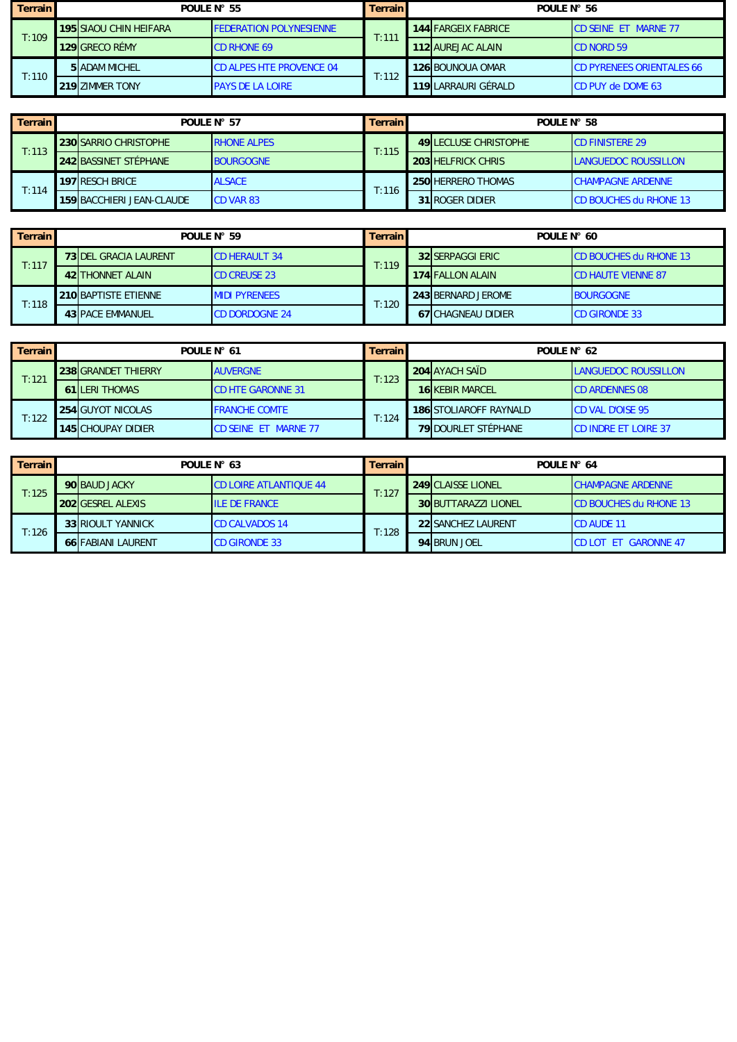| Terrain | POULE N° 55 | | | Terrain | POULE N° 56 | | |
|---|---|---|---|---|---|---|---|
| T:109 | 195 | SIAOU CHIN HEIFARA | FEDERATION POLYNESIENNE | T:111 | 144 | FARGEIX FABRICE | CD SEINE ET MARNE 77 |
| | 129 | GRECO RÉMY | CD RHONE 69 | | 112 | AUREJAC ALAIN | CD NORD 59 |
| T:110 | 5 | ADAM MICHEL | CD ALPES HTE PROVENCE 04 | T:112 | 126 | BOUNOUA OMAR | CD PYRENEES ORIENTALES 66 |
| | 219 | ZIMMER TONY | PAYS DE LA LOIRE | | 119 | LARRAURI GÉRALD | CD PUY de DOME 63 |

| Terrain | POULE N° 57 | | | Terrain | POULE N° 58 | | |
|---|---|---|---|---|---|---|---|
| T:113 | 230 | SARRIO CHRISTOPHE | RHONE ALPES | T:115 | 49 | LECLUSE CHRISTOPHE | CD FINISTERE 29 |
| | 242 | BASSINET STÉPHANE | BOURGOGNE | | 203 | HELFRICK CHRIS | LANGUEDOC ROUSSILLON |
| T:114 | 197 | RESCH BRICE | ALSACE | T:116 | 250 | HERRERO THOMAS | CHAMPAGNE ARDENNE |
| | 159 | BACCHIERI JEAN-CLAUDE | CD VAR 83 | | 31 | ROGER DIDIER | CD BOUCHES du RHONE 13 |

| Terrain | POULE N° 59 | | | Terrain | POULE N° 60 | | |
|---|---|---|---|---|---|---|---|
| T:117 | 73 | DEL GRACIA LAURENT | CD HERAULT 34 | T:119 | 32 | SERPAGGI ERIC | CD BOUCHES du RHONE 13 |
| | 42 | THONNET ALAIN | CD CREUSE 23 | | 174 | FALLON ALAIN | CD HAUTE VIENNE 87 |
| T:118 | 210 | BAPTISTE ETIENNE | MIDI PYRENEES | T:120 | 243 | BERNARD JEROME | BOURGOGNE |
| | 43 | PACE EMMANUEL | CD DORDOGNE 24 | | 67 | CHAGNEAU DIDIER | CD GIRONDE 33 |

| Terrain | POULE N° 61 | | | Terrain | POULE N° 62 | | |
|---|---|---|---|---|---|---|---|
| T:121 | 238 | GRANDET THIERRY | AUVERGNE | T:123 | 204 | AYACH SAÏD | LANGUEDOC ROUSSILLON |
| | 61 | LERI THOMAS | CD HTE GARONNE 31 | | 16 | KEBIR MARCEL | CD ARDENNES 08 |
| T:122 | 254 | GUYOT NICOLAS | FRANCHE COMTE | T:124 | 186 | STOLIAROFF RAYNALD | CD VAL D'OISE 95 |
| | 145 | CHOUPAY DIDIER | CD SEINE ET MARNE 77 | | 79 | DOURLET STÉPHANE | CD INDRE ET LOIRE 37 |

| Terrain | POULE N° 63 | | | Terrain | POULE N° 64 | | |
|---|---|---|---|---|---|---|---|
| T:125 | 90 | BAUD JACKY | CD LOIRE ATLANTIQUE 44 | T:127 | 249 | CLAISSE LIONEL | CHAMPAGNE ARDENNE |
| | 202 | GESREL ALEXIS | ILE DE FRANCE | | 30 | BUTTARAZZI LIONEL | CD BOUCHES du RHONE 13 |
| T:126 | 33 | RIOULT YANNICK | CD CALVADOS 14 | T:128 | 22 | SANCHEZ LAURENT | CD AUDE 11 |
| | 66 | FABIANI LAURENT | CD GIRONDE 33 | | 94 | BRUN JOEL | CD LOT ET GARONNE 47 |